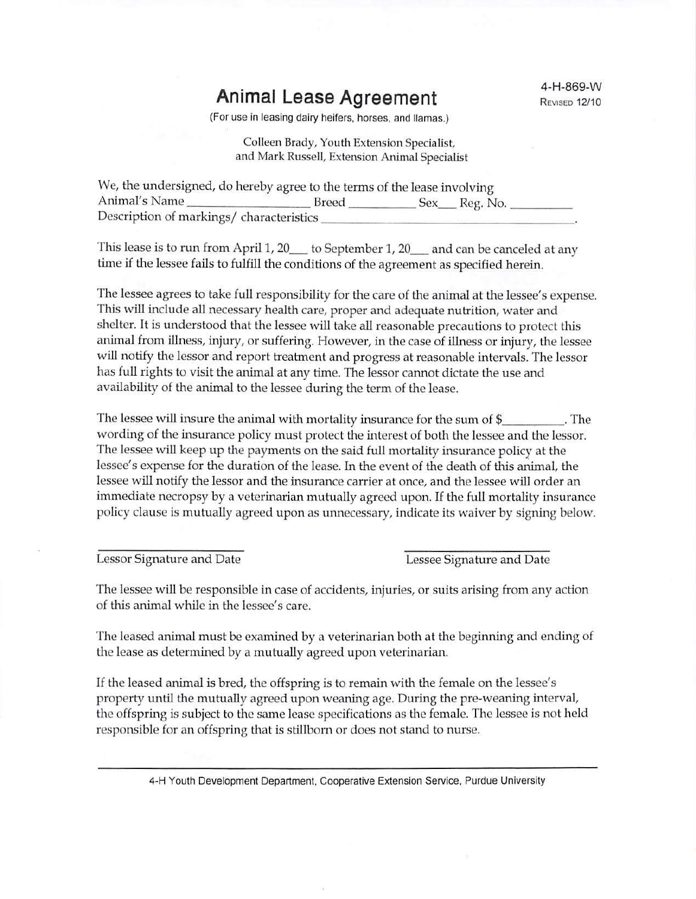# Animal Lease Agreement

4-H-869-W
REVISED 12/10

(For use in leasing dairy heifers, horses, and llamas.)

Colleen Brady, Youth Extension Specialist,
and Mark Russell, Extension Animal Specialist

We, the undersigned, do hereby agree to the terms of the lease involving
Animal's Name ____________________ Breed ___________ Sex___ Reg. No. __________
Description of markings/ characteristics ____________________________________________.

This lease is to run from April 1, 20___ to September 1, 20___ and can be canceled at any time if the lessee fails to fulfill the conditions of the agreement as specified herein.

The lessee agrees to take full responsibility for the care of the animal at the lessee's expense. This will include all necessary health care, proper and adequate nutrition, water and shelter. It is understood that the lessee will take all reasonable precautions to protect this animal from illness, injury, or suffering. However, in the case of illness or injury, the lessee will notify the lessor and report treatment and progress at reasonable intervals. The lessor has full rights to visit the animal at any time. The lessor cannot dictate the use and availability of the animal to the lessee during the term of the lease.

The lessee will insure the animal with mortality insurance for the sum of $__________. The wording of the insurance policy must protect the interest of both the lessee and the lessor. The lessee will keep up the payments on the said full mortality insurance policy at the lessee's expense for the duration of the lease. In the event of the death of this animal, the lessee will notify the lessor and the insurance carrier at once, and the lessee will order an immediate necropsy by a veterinarian mutually agreed upon. If the full mortality insurance policy clause is mutually agreed upon as unnecessary, indicate its waiver by signing below.

________________________ ________________________
Lessor Signature and Date Lessee Signature and Date

The lessee will be responsible in case of accidents, injuries, or suits arising from any action of this animal while in the lessee's care.

The leased animal must be examined by a veterinarian both at the beginning and ending of the lease as determined by a mutually agreed upon veterinarian.

If the leased animal is bred, the offspring is to remain with the female on the lessee's property until the mutually agreed upon weaning age. During the pre-weaning interval, the offspring is subject to the same lease specifications as the female. The lessee is not held responsible for an offspring that is stillborn or does not stand to nurse.

4-H Youth Development Department, Cooperative Extension Service, Purdue University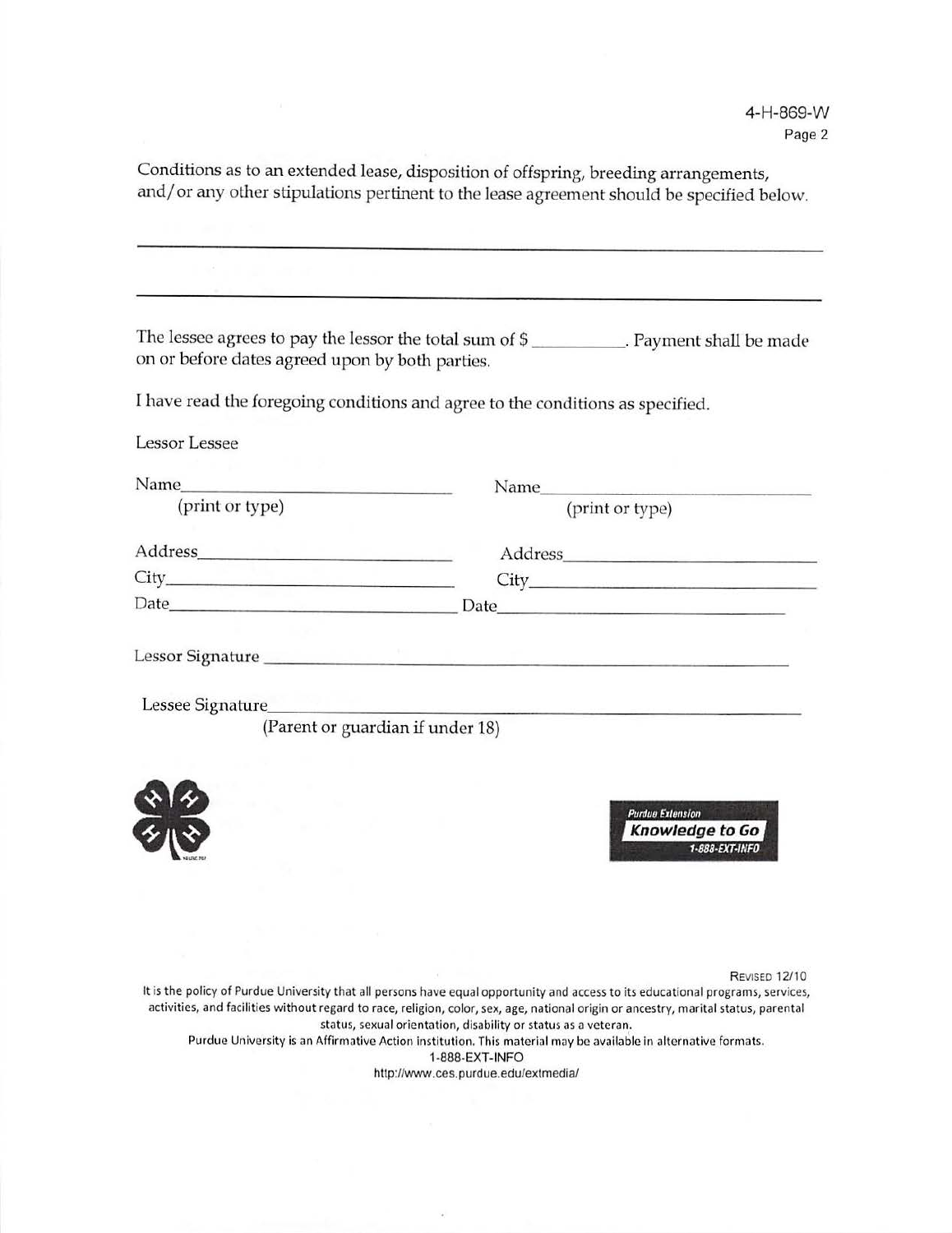Conditions as to an extended lease, disposition of offspring, breeding arrangements, and/or any other stipulations pertinent to the lease agreement should be specified below.

\_\_\_\_\_\_\_\_\_\_\_\_\_\_\_\_\_\_\_\_\_\_\_\_\_\_\_\_\_\_\_\_\_\_\_\_\_\_\_\_\_\_\_\_\_\_\_\_\_\_\_\_\_\_\_\_\_\_\_\_

\_\_\_\_\_\_\_\_\_\_\_\_\_\_\_\_\_\_\_\_\_\_\_\_\_\_\_\_\_\_\_\_\_\_\_\_\_\_\_\_\_\_\_\_\_\_\_\_\_\_\_\_\_\_\_\_\_\_\_\_

The lessee agrees to pay the lessor the total sum of $ \_\_\_\_\_\_\_\_\_\_. Payment shall be made on or before dates agreed upon by both parties.

I have read the foregoing conditions and agree to the conditions as specified.

Lessor Lessee

| Lessor | Lessee |
|---|---|
| Name\_\_\_\_\_\_\_\_\_\_\_\_\_\_\_\_\_\_\_\_ (print or type) | Name\_\_\_\_\_\_\_\_\_\_\_\_\_\_\_\_\_\_\_\_ (print or type) |
| Address\_\_\_\_\_\_\_\_\_\_\_\_\_\_\_\_\_\_\_\_ | Address\_\_\_\_\_\_\_\_\_\_\_\_\_\_\_\_\_\_\_\_ |
| City\_\_\_\_\_\_\_\_\_\_\_\_\_\_\_\_\_\_\_\_ | City\_\_\_\_\_\_\_\_\_\_\_\_\_\_\_\_\_\_\_\_ |
| Date\_\_\_\_\_\_\_\_\_\_\_\_\_\_\_\_\_\_\_\_ | Date\_\_\_\_\_\_\_\_\_\_\_\_\_\_\_\_\_\_\_\_ |

Lessor Signature \_\_\_\_\_\_\_\_\_\_\_\_\_\_\_\_\_\_\_\_\_\_\_\_\_\_\_\_\_\_\_\_\_\_\_\_\_\_\_\_

Lessee Signature\_\_\_\_\_\_\_\_\_\_\_\_\_\_\_\_\_\_\_\_\_\_\_\_\_\_\_\_\_\_\_\_\_\_\_\_\_\_\_\_
(Parent or guardian if under 18)

Purdue Extension
**Knowledge to Go**
1-888-EXT-INFO

REVISED 12/10

It is the policy of Purdue University that all persons have equal opportunity and access to its educational programs, services, activities, and facilities without regard to race, religion, color, sex, age, national origin or ancestry, marital status, parental status, sexual orientation, disability or status as a veteran.

Purdue University is an Affirmative Action institution. This material may be available in alternative formats.

1-888-EXT-INFO

http://www.ces.purdue.edu/extmedia/